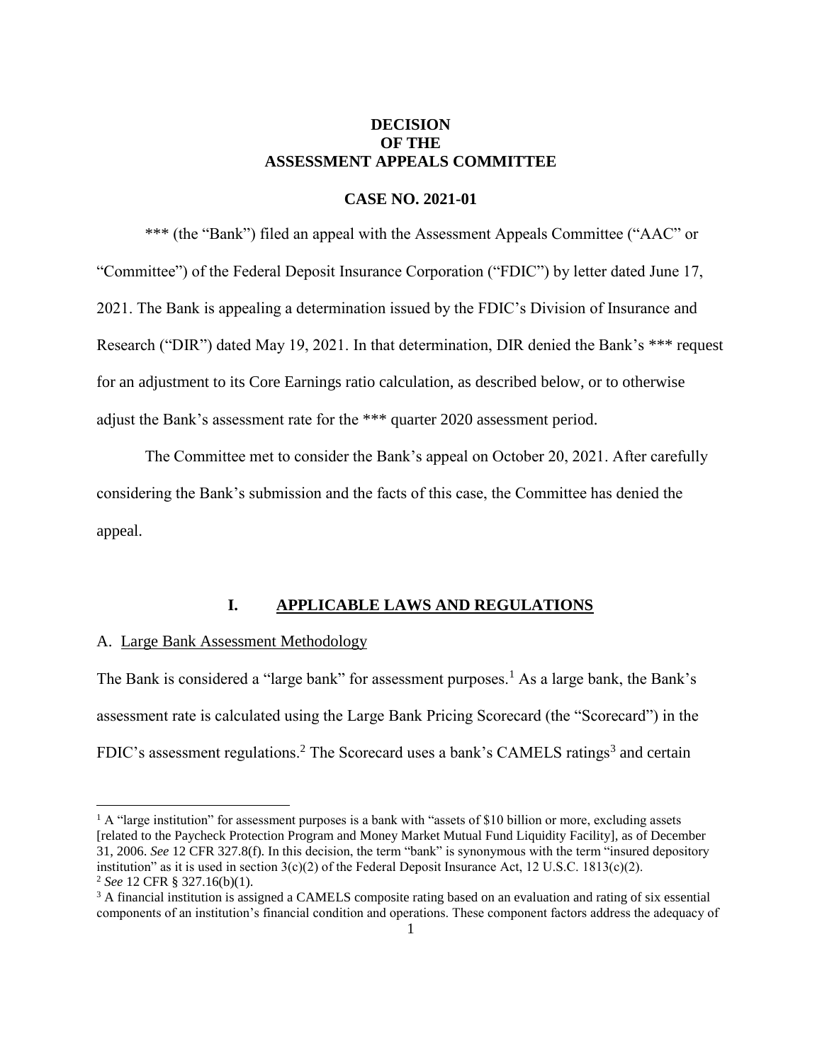# DECISION
# OF THE
# ASSESSMENT APPEALS COMMITTEE

## CASE NO. 2021-01

*** (the "Bank") filed an appeal with the Assessment Appeals Committee ("AAC" or "Committee") of the Federal Deposit Insurance Corporation ("FDIC") by letter dated June 17, 2021. The Bank is appealing a determination issued by the FDIC's Division of Insurance and Research ("DIR") dated May 19, 2021. In that determination, DIR denied the Bank's *** request for an adjustment to its Core Earnings ratio calculation, as described below, or to otherwise adjust the Bank's assessment rate for the *** quarter 2020 assessment period.

The Committee met to consider the Bank's appeal on October 20, 2021. After carefully considering the Bank's submission and the facts of this case, the Committee has denied the appeal.

## I. APPLICABLE LAWS AND REGULATIONS

### A. Large Bank Assessment Methodology

The Bank is considered a "large bank" for assessment purposes.[1] As a large bank, the Bank's assessment rate is calculated using the Large Bank Pricing Scorecard (the "Scorecard") in the FDIC's assessment regulations.[2] The Scorecard uses a bank's CAMELS ratings[3] and certain

---

[1] A "large institution" for assessment purposes is a bank with "assets of $10 billion or more, excluding assets [related to the Paycheck Protection Program and Money Market Mutual Fund Liquidity Facility], as of December 31, 2006. *See* 12 CFR 327.8(f). In this decision, the term "bank" is synonymous with the term "insured depository institution" as it is used in section 3(c)(2) of the Federal Deposit Insurance Act, 12 U.S.C. 1813(c)(2).

[2] *See* 12 CFR § 327.16(b)(1).

[3] A financial institution is assigned a CAMELS composite rating based on an evaluation and rating of six essential components of an institution's financial condition and operations. These component factors address the adequacy of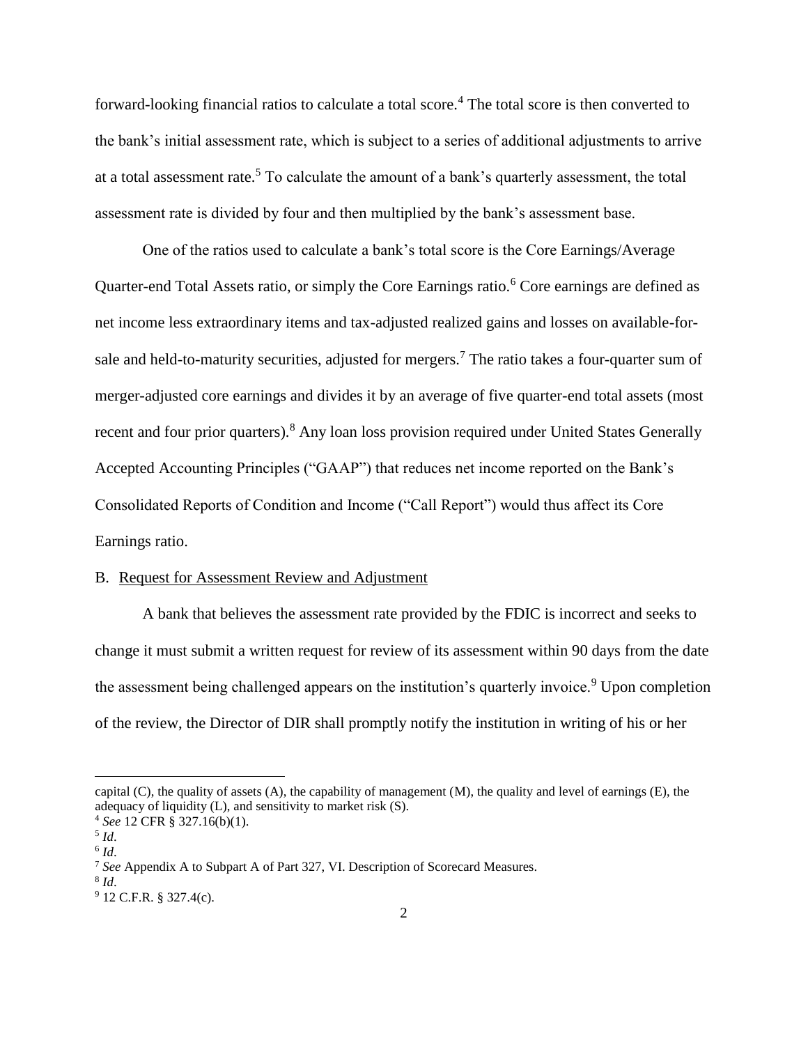forward-looking financial ratios to calculate a total score.[4] The total score is then converted to the bank's initial assessment rate, which is subject to a series of additional adjustments to arrive at a total assessment rate.[5] To calculate the amount of a bank's quarterly assessment, the total assessment rate is divided by four and then multiplied by the bank's assessment base.

One of the ratios used to calculate a bank's total score is the Core Earnings/Average Quarter-end Total Assets ratio, or simply the Core Earnings ratio.[6] Core earnings are defined as net income less extraordinary items and tax-adjusted realized gains and losses on available-for-sale and held-to-maturity securities, adjusted for mergers.[7] The ratio takes a four-quarter sum of merger-adjusted core earnings and divides it by an average of five quarter-end total assets (most recent and four prior quarters).[8] Any loan loss provision required under United States Generally Accepted Accounting Principles ("GAAP") that reduces net income reported on the Bank's Consolidated Reports of Condition and Income ("Call Report") would thus affect its Core Earnings ratio.

## B. Request for Assessment Review and Adjustment

A bank that believes the assessment rate provided by the FDIC is incorrect and seeks to change it must submit a written request for review of its assessment within 90 days from the date the assessment being challenged appears on the institution's quarterly invoice.[9] Upon completion of the review, the Director of DIR shall promptly notify the institution in writing of his or her

---

capital (C), the quality of assets (A), the capability of management (M), the quality and level of earnings (E), the adequacy of liquidity (L), and sensitivity to market risk (S).

[4] *See* 12 CFR § 327.16(b)(1).

[5] *Id*.

[6] *Id*.

[7] *See* Appendix A to Subpart A of Part 327, VI. Description of Scorecard Measures.

[8] *Id*.

[9] 12 C.F.R. § 327.4(c).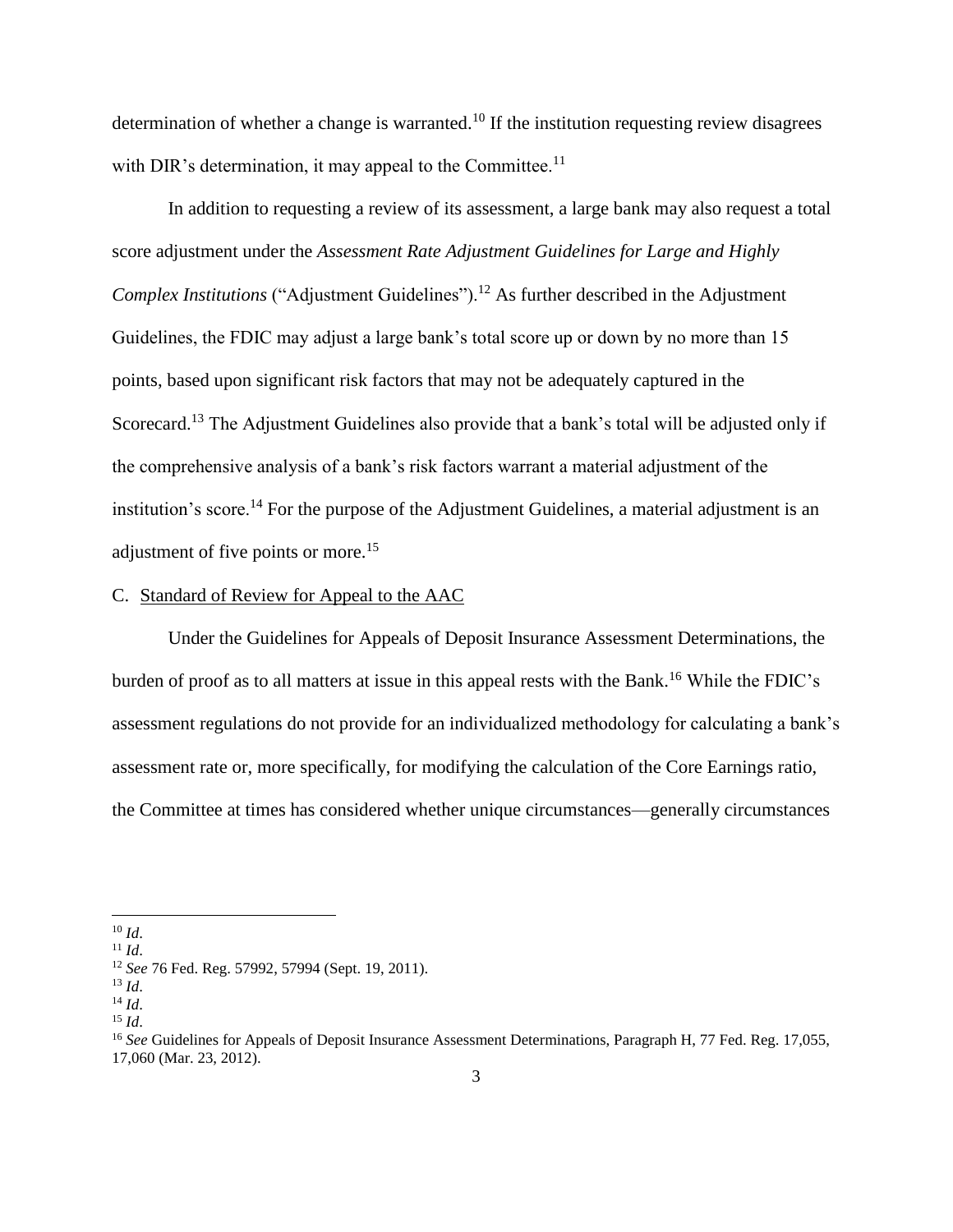determination of whether a change is warranted.[10] If the institution requesting review disagrees with DIR's determination, it may appeal to the Committee.[11]

In addition to requesting a review of its assessment, a large bank may also request a total score adjustment under the *Assessment Rate Adjustment Guidelines for Large and Highly Complex Institutions* ("Adjustment Guidelines").[12] As further described in the Adjustment Guidelines, the FDIC may adjust a large bank's total score up or down by no more than 15 points, based upon significant risk factors that may not be adequately captured in the Scorecard.[13] The Adjustment Guidelines also provide that a bank's total will be adjusted only if the comprehensive analysis of a bank's risk factors warrant a material adjustment of the institution's score.[14] For the purpose of the Adjustment Guidelines, a material adjustment is an adjustment of five points or more.[15]

C. Standard of Review for Appeal to the AAC

Under the Guidelines for Appeals of Deposit Insurance Assessment Determinations, the burden of proof as to all matters at issue in this appeal rests with the Bank.[16] While the FDIC's assessment regulations do not provide for an individualized methodology for calculating a bank's assessment rate or, more specifically, for modifying the calculation of the Core Earnings ratio, the Committee at times has considered whether unique circumstances—generally circumstances

---

[10] *Id*.
[11] *Id*.
[12] *See* 76 Fed. Reg. 57992, 57994 (Sept. 19, 2011).
[13] *Id*.
[14] *Id*.
[15] *Id*.
[16] *See* Guidelines for Appeals of Deposit Insurance Assessment Determinations, Paragraph H, 77 Fed. Reg. 17,055, 17,060 (Mar. 23, 2012).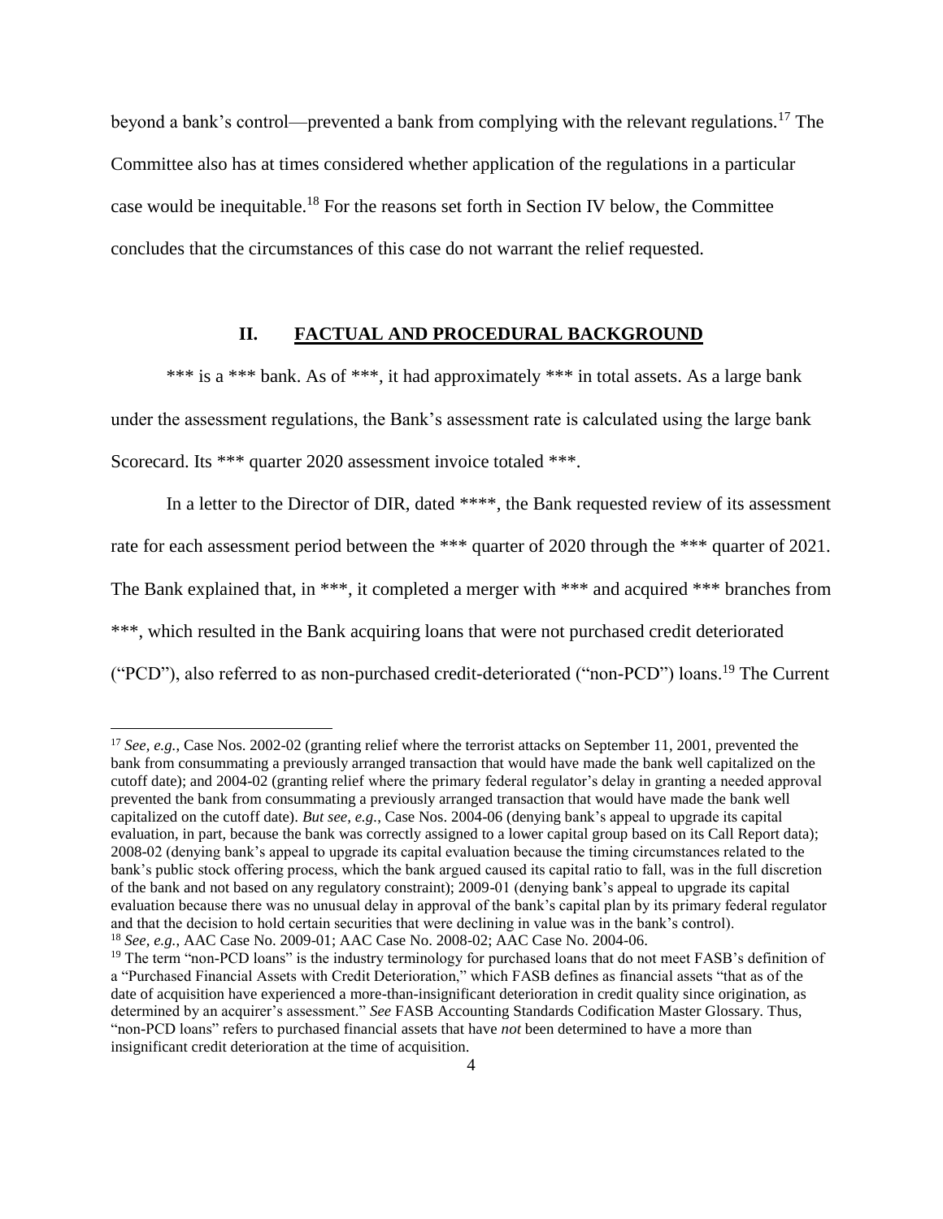beyond a bank's control—prevented a bank from complying with the relevant regulations.[17] The Committee also has at times considered whether application of the regulations in a particular case would be inequitable.[18] For the reasons set forth in Section IV below, the Committee concludes that the circumstances of this case do not warrant the relief requested.

## II. FACTUAL AND PROCEDURAL BACKGROUND

*** is a *** bank. As of ***, it had approximately *** in total assets. As a large bank under the assessment regulations, the Bank's assessment rate is calculated using the large bank Scorecard. Its *** quarter 2020 assessment invoice totaled ***.

In a letter to the Director of DIR, dated ****, the Bank requested review of its assessment rate for each assessment period between the *** quarter of 2020 through the *** quarter of 2021. The Bank explained that, in ***, it completed a merger with *** and acquired *** branches from ***, which resulted in the Bank acquiring loans that were not purchased credit deteriorated ("PCD"), also referred to as non-purchased credit-deteriorated ("non-PCD") loans.[19] The Current

---

[17] *See, e.g.,* Case Nos. 2002-02 (granting relief where the terrorist attacks on September 11, 2001, prevented the bank from consummating a previously arranged transaction that would have made the bank well capitalized on the cutoff date); and 2004-02 (granting relief where the primary federal regulator's delay in granting a needed approval prevented the bank from consummating a previously arranged transaction that would have made the bank well capitalized on the cutoff date). *But see, e.g.*, Case Nos. 2004-06 (denying bank's appeal to upgrade its capital evaluation, in part, because the bank was correctly assigned to a lower capital group based on its Call Report data); 2008-02 (denying bank's appeal to upgrade its capital evaluation because the timing circumstances related to the bank's public stock offering process, which the bank argued caused its capital ratio to fall, was in the full discretion of the bank and not based on any regulatory constraint); 2009-01 (denying bank's appeal to upgrade its capital evaluation because there was no unusual delay in approval of the bank's capital plan by its primary federal regulator and that the decision to hold certain securities that were declining in value was in the bank's control).

[18] *See, e.g.,* AAC Case No. 2009-01; AAC Case No. 2008-02; AAC Case No. 2004-06.

[19] The term "non-PCD loans" is the industry terminology for purchased loans that do not meet FASB's definition of a "Purchased Financial Assets with Credit Deterioration," which FASB defines as financial assets "that as of the date of acquisition have experienced a more-than-insignificant deterioration in credit quality since origination, as determined by an acquirer's assessment." *See* FASB Accounting Standards Codification Master Glossary. Thus, "non-PCD loans" refers to purchased financial assets that have *not* been determined to have a more than insignificant credit deterioration at the time of acquisition.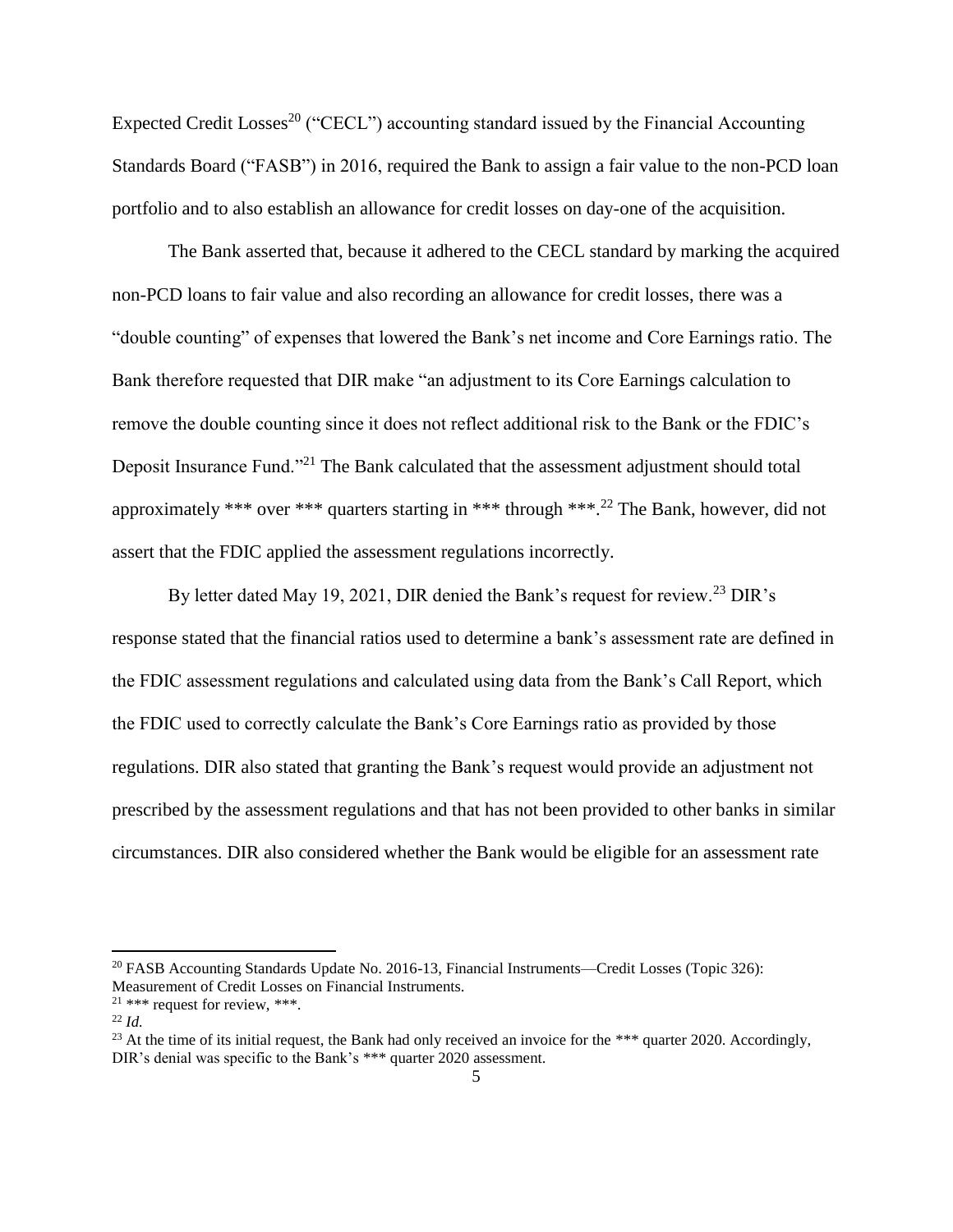Expected Credit Losses[20] ("CECL") accounting standard issued by the Financial Accounting Standards Board ("FASB") in 2016, required the Bank to assign a fair value to the non-PCD loan portfolio and to also establish an allowance for credit losses on day-one of the acquisition.

The Bank asserted that, because it adhered to the CECL standard by marking the acquired non-PCD loans to fair value and also recording an allowance for credit losses, there was a "double counting" of expenses that lowered the Bank's net income and Core Earnings ratio. The Bank therefore requested that DIR make "an adjustment to its Core Earnings calculation to remove the double counting since it does not reflect additional risk to the Bank or the FDIC's Deposit Insurance Fund."[21] The Bank calculated that the assessment adjustment should total approximately *** over *** quarters starting in *** through ***.[22] The Bank, however, did not assert that the FDIC applied the assessment regulations incorrectly.

By letter dated May 19, 2021, DIR denied the Bank's request for review.[23] DIR's response stated that the financial ratios used to determine a bank's assessment rate are defined in the FDIC assessment regulations and calculated using data from the Bank's Call Report, which the FDIC used to correctly calculate the Bank's Core Earnings ratio as provided by those regulations. DIR also stated that granting the Bank's request would provide an adjustment not prescribed by the assessment regulations and that has not been provided to other banks in similar circumstances. DIR also considered whether the Bank would be eligible for an assessment rate

---

[20] FASB Accounting Standards Update No. 2016-13, Financial Instruments—Credit Losses (Topic 326): Measurement of Credit Losses on Financial Instruments.

[21] *** request for review, ***.

[22] *Id.*

[23] At the time of its initial request, the Bank had only received an invoice for the *** quarter 2020. Accordingly, DIR's denial was specific to the Bank's *** quarter 2020 assessment.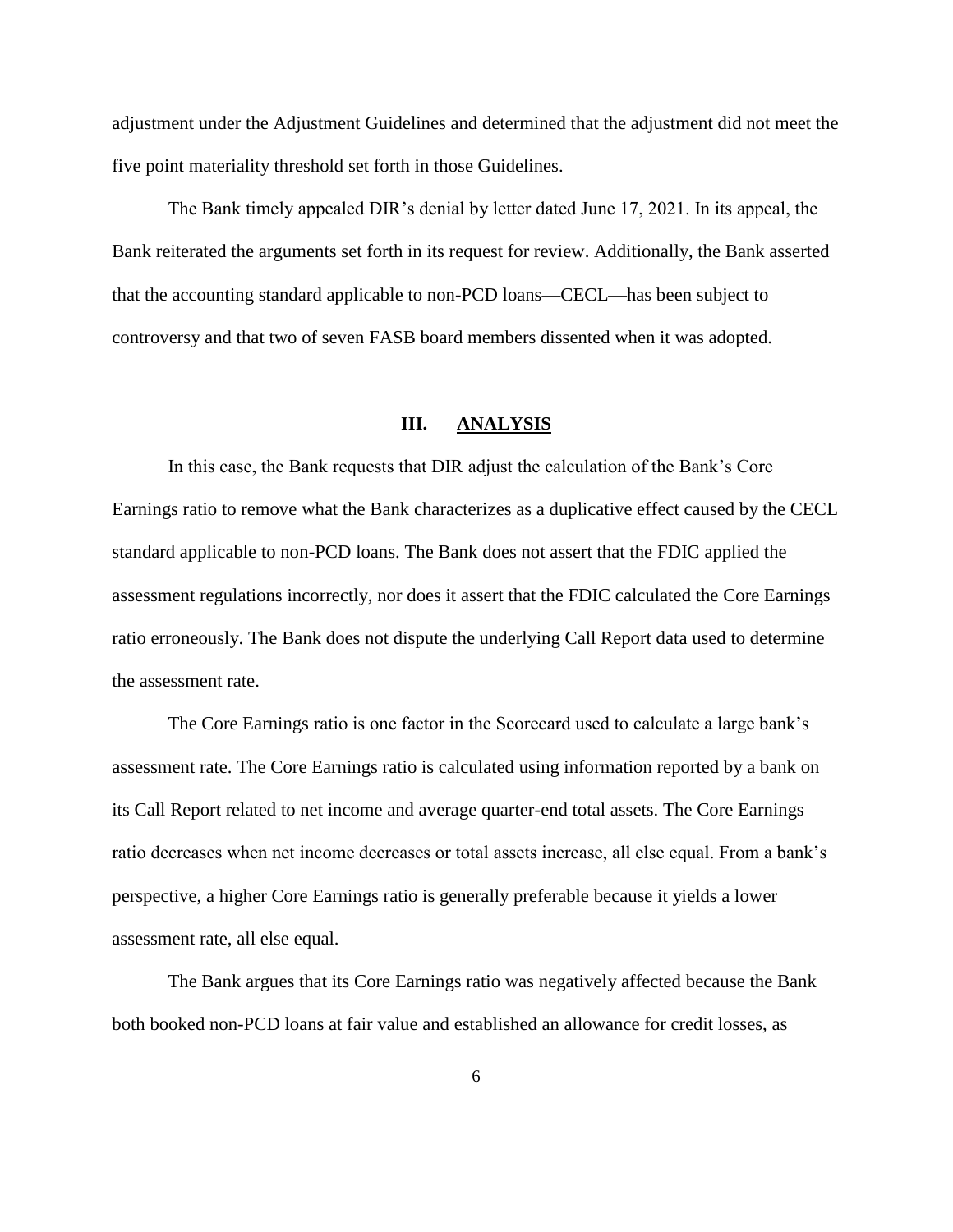adjustment under the Adjustment Guidelines and determined that the adjustment did not meet the five point materiality threshold set forth in those Guidelines.

The Bank timely appealed DIR's denial by letter dated June 17, 2021. In its appeal, the Bank reiterated the arguments set forth in its request for review. Additionally, the Bank asserted that the accounting standard applicable to non-PCD loans—CECL—has been subject to controversy and that two of seven FASB board members dissented when it was adopted.

## III. ANALYSIS

In this case, the Bank requests that DIR adjust the calculation of the Bank's Core Earnings ratio to remove what the Bank characterizes as a duplicative effect caused by the CECL standard applicable to non-PCD loans. The Bank does not assert that the FDIC applied the assessment regulations incorrectly, nor does it assert that the FDIC calculated the Core Earnings ratio erroneously. The Bank does not dispute the underlying Call Report data used to determine the assessment rate.

The Core Earnings ratio is one factor in the Scorecard used to calculate a large bank's assessment rate. The Core Earnings ratio is calculated using information reported by a bank on its Call Report related to net income and average quarter-end total assets. The Core Earnings ratio decreases when net income decreases or total assets increase, all else equal. From a bank's perspective, a higher Core Earnings ratio is generally preferable because it yields a lower assessment rate, all else equal.

The Bank argues that its Core Earnings ratio was negatively affected because the Bank both booked non-PCD loans at fair value and established an allowance for credit losses, as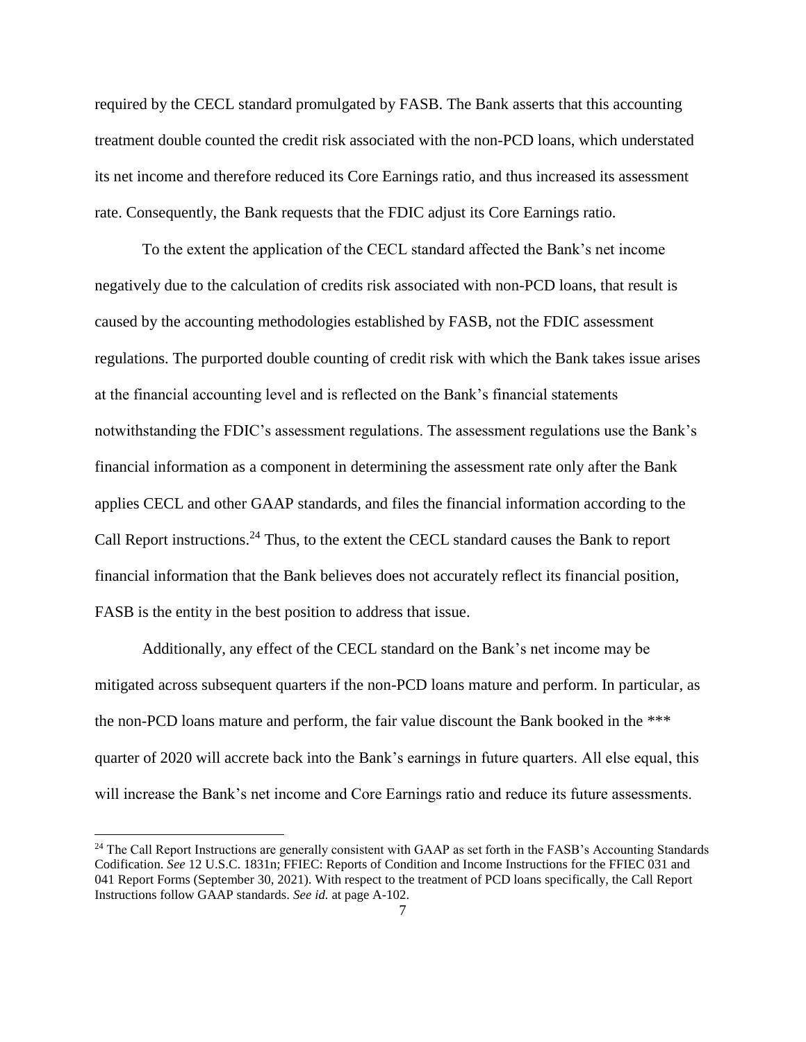required by the CECL standard promulgated by FASB. The Bank asserts that this accounting treatment double counted the credit risk associated with the non-PCD loans, which understated its net income and therefore reduced its Core Earnings ratio, and thus increased its assessment rate. Consequently, the Bank requests that the FDIC adjust its Core Earnings ratio.

To the extent the application of the CECL standard affected the Bank's net income negatively due to the calculation of credits risk associated with non-PCD loans, that result is caused by the accounting methodologies established by FASB, not the FDIC assessment regulations. The purported double counting of credit risk with which the Bank takes issue arises at the financial accounting level and is reflected on the Bank's financial statements notwithstanding the FDIC's assessment regulations. The assessment regulations use the Bank's financial information as a component in determining the assessment rate only after the Bank applies CECL and other GAAP standards, and files the financial information according to the Call Report instructions.[24] Thus, to the extent the CECL standard causes the Bank to report financial information that the Bank believes does not accurately reflect its financial position, FASB is the entity in the best position to address that issue.

Additionally, any effect of the CECL standard on the Bank's net income may be mitigated across subsequent quarters if the non-PCD loans mature and perform. In particular, as the non-PCD loans mature and perform, the fair value discount the Bank booked in the *** quarter of 2020 will accrete back into the Bank's earnings in future quarters. All else equal, this will increase the Bank's net income and Core Earnings ratio and reduce its future assessments.

---

[24] The Call Report Instructions are generally consistent with GAAP as set forth in the FASB's Accounting Standards Codification. *See* 12 U.S.C. 1831n; FFIEC: Reports of Condition and Income Instructions for the FFIEC 031 and 041 Report Forms (September 30, 2021). With respect to the treatment of PCD loans specifically, the Call Report Instructions follow GAAP standards. *See id.* at page A-102.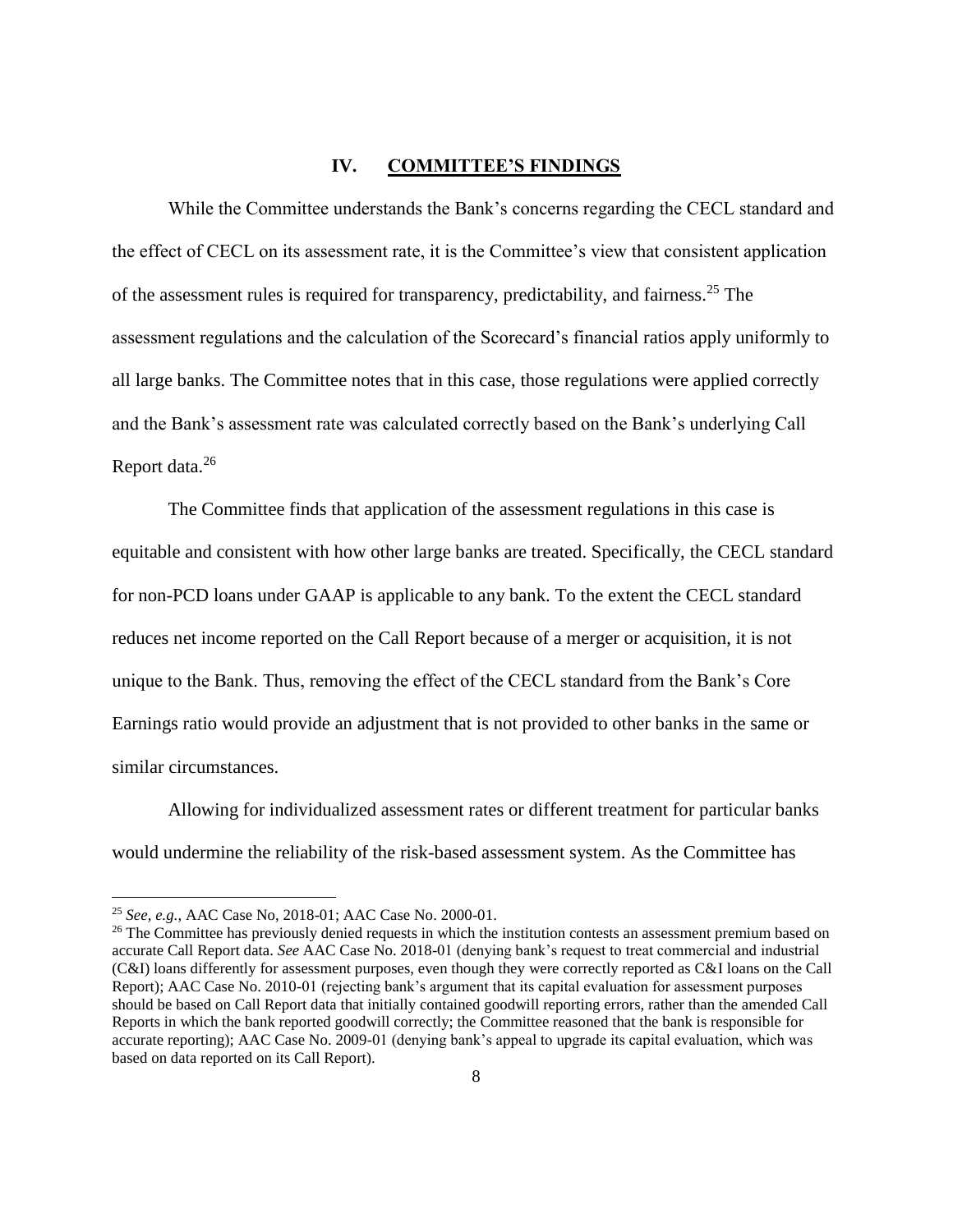## IV. COMMITTEE'S FINDINGS

While the Committee understands the Bank's concerns regarding the CECL standard and the effect of CECL on its assessment rate, it is the Committee's view that consistent application of the assessment rules is required for transparency, predictability, and fairness.[25] The assessment regulations and the calculation of the Scorecard's financial ratios apply uniformly to all large banks. The Committee notes that in this case, those regulations were applied correctly and the Bank's assessment rate was calculated correctly based on the Bank's underlying Call Report data.[26]

The Committee finds that application of the assessment regulations in this case is equitable and consistent with how other large banks are treated. Specifically, the CECL standard for non-PCD loans under GAAP is applicable to any bank. To the extent the CECL standard reduces net income reported on the Call Report because of a merger or acquisition, it is not unique to the Bank. Thus, removing the effect of the CECL standard from the Bank's Core Earnings ratio would provide an adjustment that is not provided to other banks in the same or similar circumstances.

Allowing for individualized assessment rates or different treatment for particular banks would undermine the reliability of the risk-based assessment system. As the Committee has

---

[25] *See, e.g.*, AAC Case No, 2018-01; AAC Case No. 2000-01.

[26] The Committee has previously denied requests in which the institution contests an assessment premium based on accurate Call Report data. *See* AAC Case No. 2018-01 (denying bank's request to treat commercial and industrial (C&I) loans differently for assessment purposes, even though they were correctly reported as C&I loans on the Call Report); AAC Case No. 2010-01 (rejecting bank's argument that its capital evaluation for assessment purposes should be based on Call Report data that initially contained goodwill reporting errors, rather than the amended Call Reports in which the bank reported goodwill correctly; the Committee reasoned that the bank is responsible for accurate reporting); AAC Case No. 2009-01 (denying bank's appeal to upgrade its capital evaluation, which was based on data reported on its Call Report).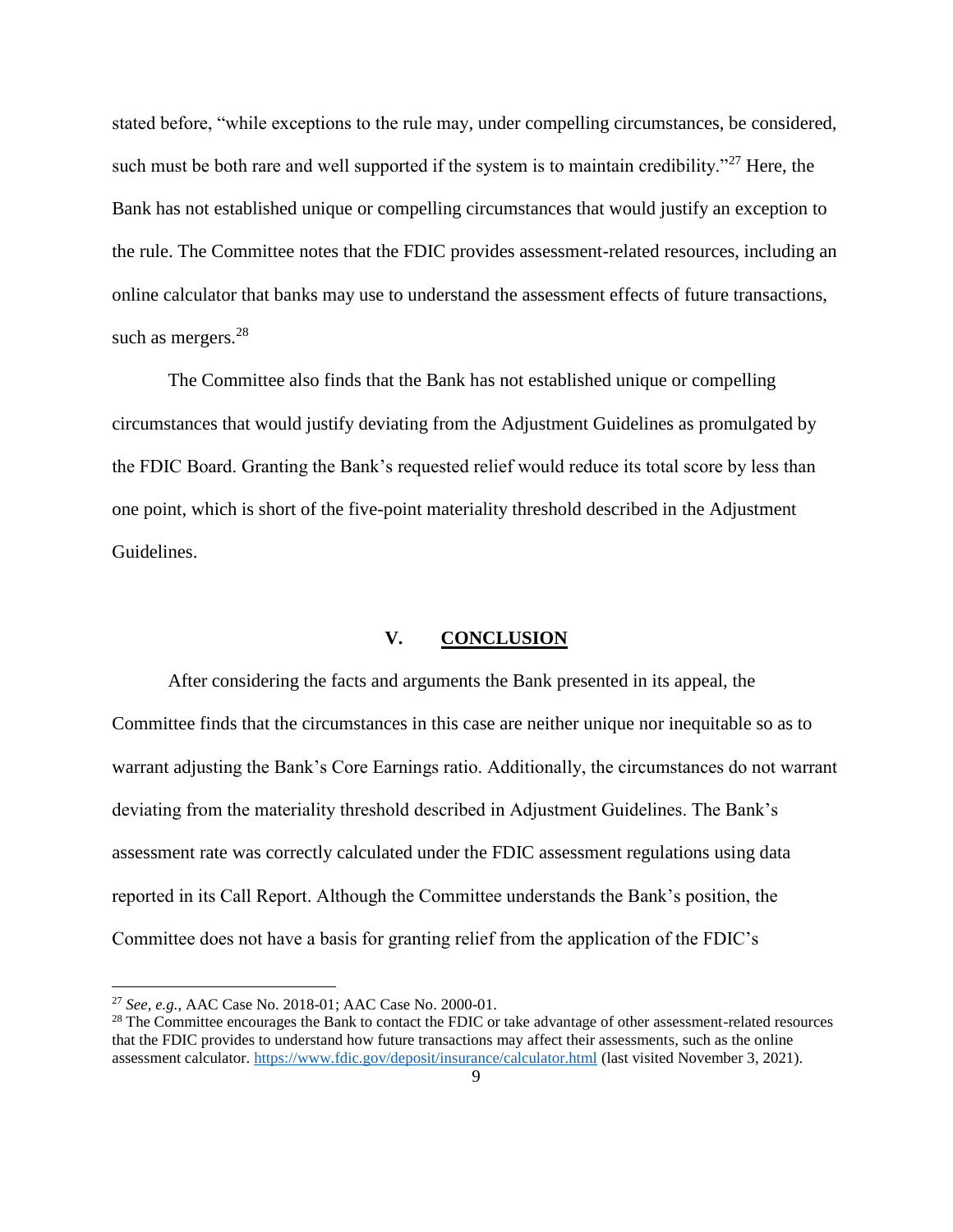stated before, "while exceptions to the rule may, under compelling circumstances, be considered, such must be both rare and well supported if the system is to maintain credibility."[27] Here, the Bank has not established unique or compelling circumstances that would justify an exception to the rule. The Committee notes that the FDIC provides assessment-related resources, including an online calculator that banks may use to understand the assessment effects of future transactions, such as mergers.[28]

The Committee also finds that the Bank has not established unique or compelling circumstances that would justify deviating from the Adjustment Guidelines as promulgated by the FDIC Board. Granting the Bank's requested relief would reduce its total score by less than one point, which is short of the five-point materiality threshold described in the Adjustment Guidelines.

## V. <u>CONCLUSION</u>

After considering the facts and arguments the Bank presented in its appeal, the Committee finds that the circumstances in this case are neither unique nor inequitable so as to warrant adjusting the Bank's Core Earnings ratio. Additionally, the circumstances do not warrant deviating from the materiality threshold described in Adjustment Guidelines. The Bank's assessment rate was correctly calculated under the FDIC assessment regulations using data reported in its Call Report. Although the Committee understands the Bank's position, the Committee does not have a basis for granting relief from the application of the FDIC's

---

[27] *See, e.g.*, AAC Case No. 2018-01; AAC Case No. 2000-01.

[28] The Committee encourages the Bank to contact the FDIC or take advantage of other assessment-related resources that the FDIC provides to understand how future transactions may affect their assessments, such as the online assessment calculator. https://www.fdic.gov/deposit/insurance/calculator.html (last visited November 3, 2021).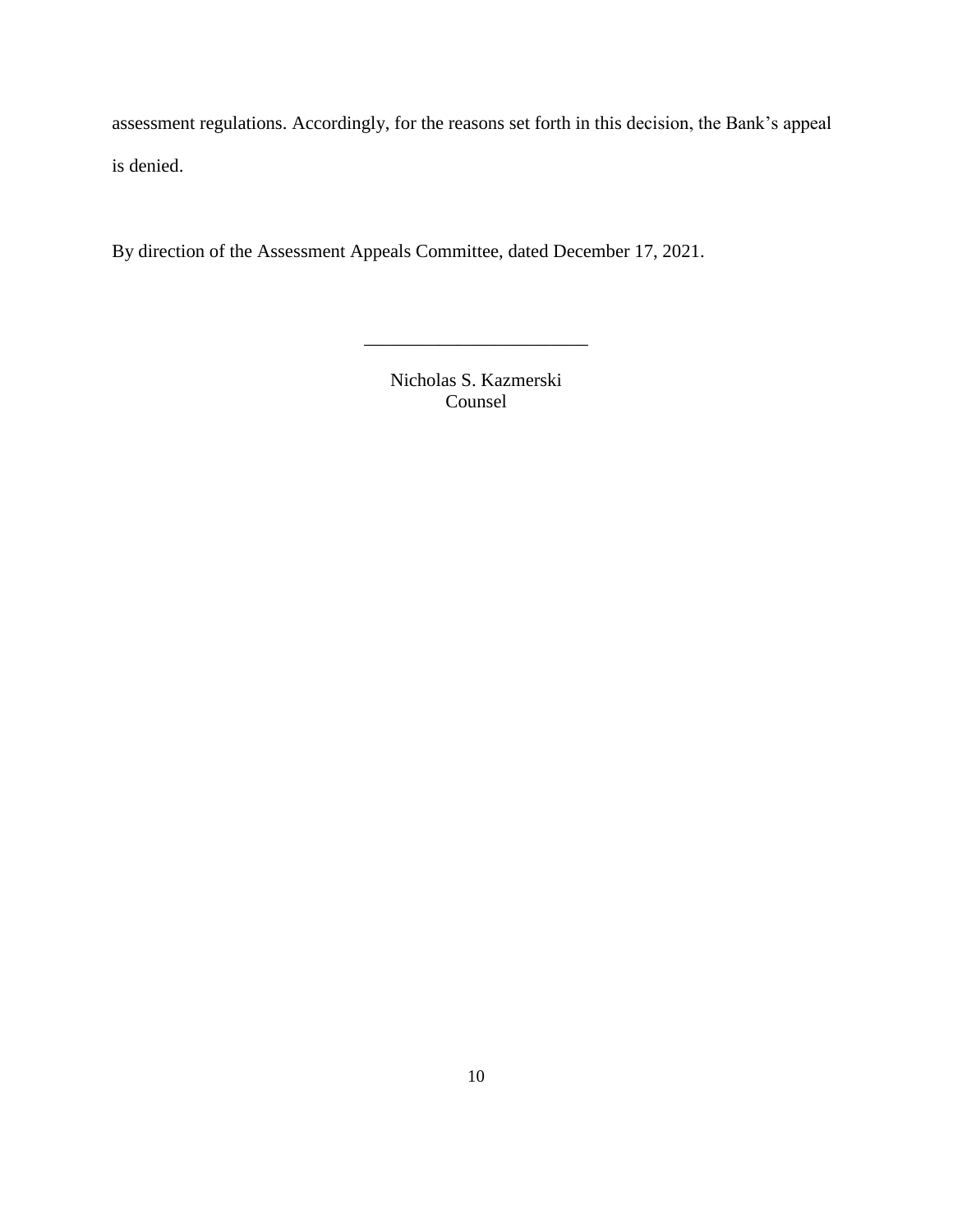assessment regulations. Accordingly, for the reasons set forth in this decision, the Bank's appeal is denied.

By direction of the Assessment Appeals Committee, dated December 17, 2021.

\_\_\_\_\_\_\_\_\_\_\_\_\_\_\_\_\_\_\_\_\_\_\_\_\_\_\_\_

Nicholas S. Kazmerski  
Counsel